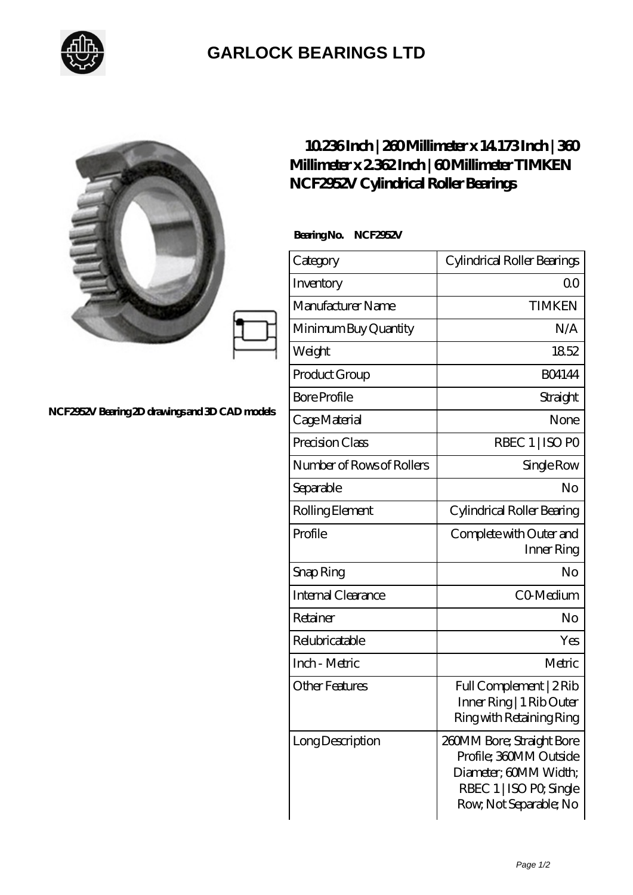# GARLOCK BEARINGS LTD

NCF2952V Bearing 2D drawings and 3D CAD models

## 10.236 Inch | 260 Millimeter x 14.173 Inch | 360 Millimeter x 2.362 Inch | 60 Millimeter TIMKEN NCF2952V Cylindrical Roller Bearings

**Bearing No. NCF2952V**

| | |
|---|---|
| Category | Cylindrical Roller Bearings |
| Inventory | 0.0 |
| Manufacturer Name | TIMKEN |
| Minimum Buy Quantity | N/A |
| Weight | 18.52 |
| Product Group | B04144 |
| Bore Profile | Straight |
| Cage Material | None |
| Precision Class | RBEC 1 \| ISO P0 |
| Number of Rows of Rollers | Single Row |
| Separable | No |
| Rolling Element | Cylindrical Roller Bearing |
| Profile | Complete with Outer and Inner Ring |
| Snap Ring | No |
| Internal Clearance | C0-Medium |
| Retainer | No |
| Relubricatable | Yes |
| Inch - Metric | Metric |
| Other Features | Full Complement \| 2 Rib Inner Ring \| 1 Rib Outer Ring with Retaining Ring |
| Long Description | 260MM Bore; Straight Bore Profile; 360MM Outside Diameter; 60MM Width; RBEC 1 \| ISO P0; Single Row; Not Separable; No |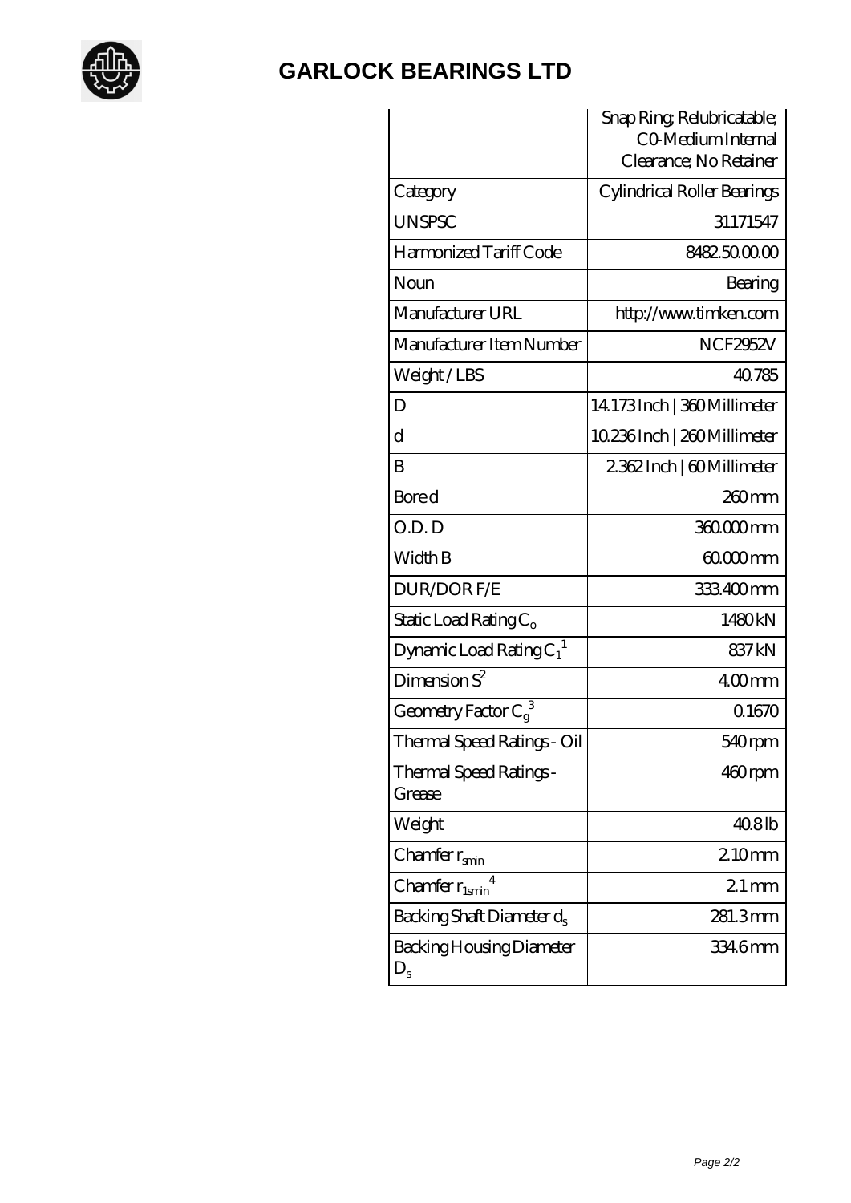# GARLOCK BEARINGS LTD

| | |
|---|---|
| | Snap Ring; Relubricatable; C0-Medium Internal Clearance; No Retainer |
| Category | Cylindrical Roller Bearings |
| UNSPSC | 31171547 |
| Harmonized Tariff Code | 8482.50.00.00 |
| Noun | Bearing |
| Manufacturer URL | http://www.timken.com |
| Manufacturer Item Number | NCF2952V |
| Weight / LBS | 40.785 |
| D | 14.173 Inch \| 360 Millimeter |
| d | 10.236 Inch \| 260 Millimeter |
| B | 2.362 Inch \| 60 Millimeter |
| Bore d | 260 mm |
| O.D. D | 360.000 mm |
| Width B | 60.000 mm |
| DUR/DOR F/E | 333.400 mm |
| Static Load Rating $C_o$ | 1480 kN |
| Dynamic Load Rating $C_1$[1] | 837 kN |
| Dimension S[2] | 4.00 mm |
| Geometry Factor $C_g$[3] | 0.1670 |
| Thermal Speed Ratings - Oil | 540 rpm |
| Thermal Speed Ratings - Grease | 460 rpm |
| Weight | 40.8 lb |
| Chamfer $r_{smin}$ | 2.10 mm |
| Chamfer $r_{1smin}$[4] | 2.1 mm |
| Backing Shaft Diameter $d_s$ | 281.3 mm |
| Backing Housing Diameter $D_s$ | 334.6 mm |